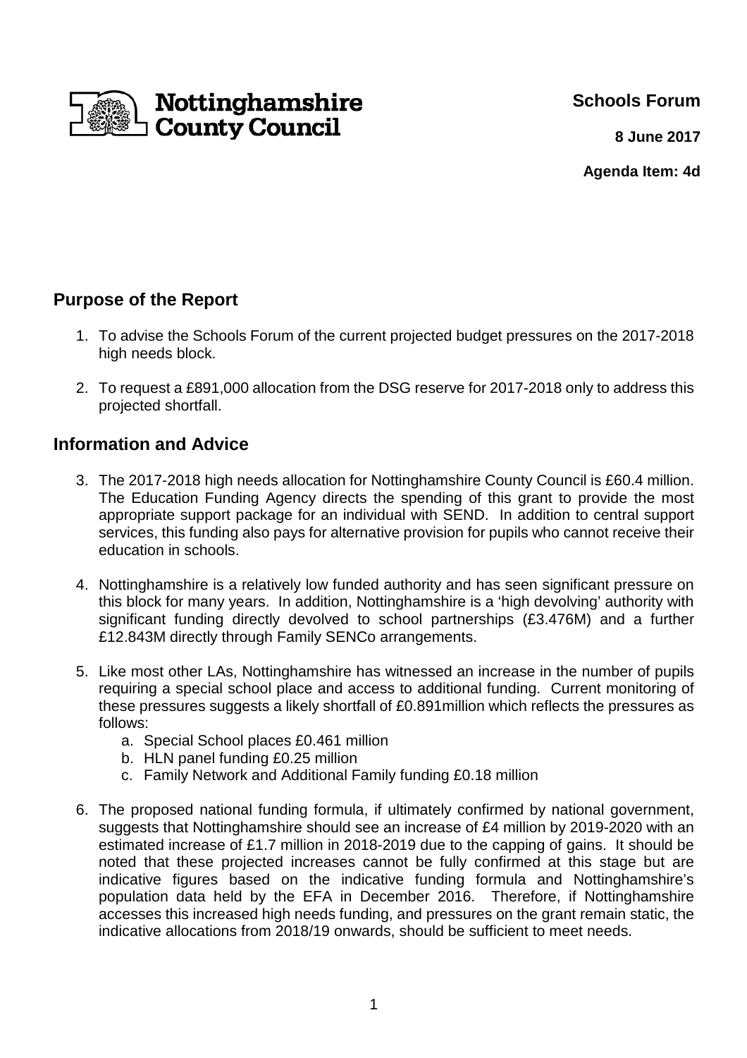Nottinghamshire County Council

**Schools Forum**

**8 June 2017**

**Agenda Item: 4d**

## Purpose of the Report

1. To advise the Schools Forum of the current projected budget pressures on the 2017-2018 high needs block.
2. To request a £891,000 allocation from the DSG reserve for 2017-2018 only to address this projected shortfall.

## Information and Advice

3. The 2017-2018 high needs allocation for Nottinghamshire County Council is £60.4 million. The Education Funding Agency directs the spending of this grant to provide the most appropriate support package for an individual with SEND. In addition to central support services, this funding also pays for alternative provision for pupils who cannot receive their education in schools.
4. Nottinghamshire is a relatively low funded authority and has seen significant pressure on this block for many years. In addition, Nottinghamshire is a 'high devolving' authority with significant funding directly devolved to school partnerships (£3.476M) and a further £12.843M directly through Family SENCo arrangements.
5. Like most other LAs, Nottinghamshire has witnessed an increase in the number of pupils requiring a special school place and access to additional funding. Current monitoring of these pressures suggests a likely shortfall of £0.891million which reflects the pressures as follows:
   a. Special School places £0.461 million
   b. HLN panel funding £0.25 million
   c. Family Network and Additional Family funding £0.18 million
6. The proposed national funding formula, if ultimately confirmed by national government, suggests that Nottinghamshire should see an increase of £4 million by 2019-2020 with an estimated increase of £1.7 million in 2018-2019 due to the capping of gains. It should be noted that these projected increases cannot be fully confirmed at this stage but are indicative figures based on the indicative funding formula and Nottinghamshire's population data held by the EFA in December 2016. Therefore, if Nottinghamshire accesses this increased high needs funding, and pressures on the grant remain static, the indicative allocations from 2018/19 onwards, should be sufficient to meet needs.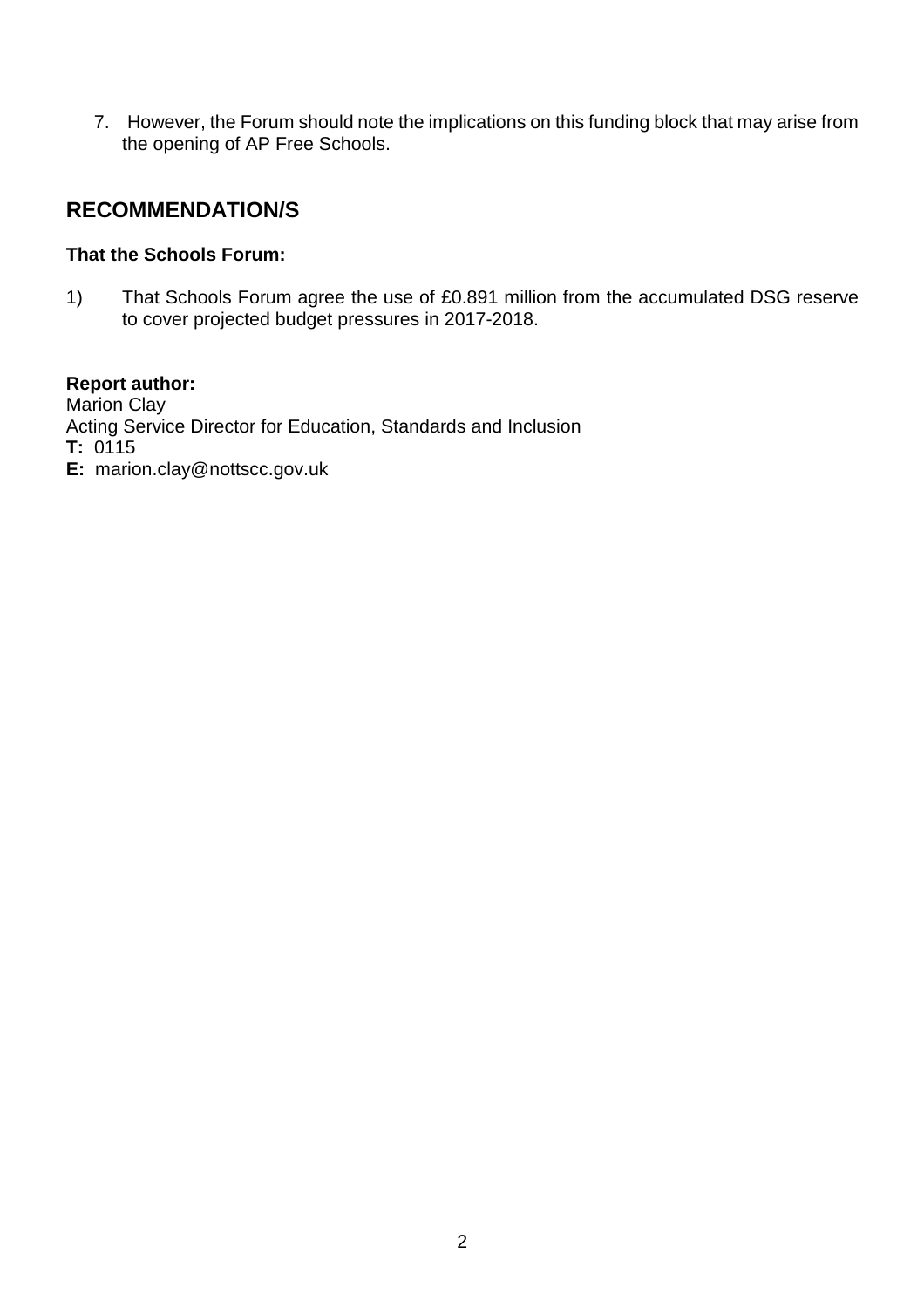7. However, the Forum should note the implications on this funding block that may arise from the opening of AP Free Schools.

## RECOMMENDATION/S

**That the Schools Forum:**

1) That Schools Forum agree the use of £0.891 million from the accumulated DSG reserve to cover projected budget pressures in 2017-2018.

**Report author:**
Marion Clay
Acting Service Director for Education, Standards and Inclusion
**T:** 0115
**E:** marion.clay@nottscc.gov.uk